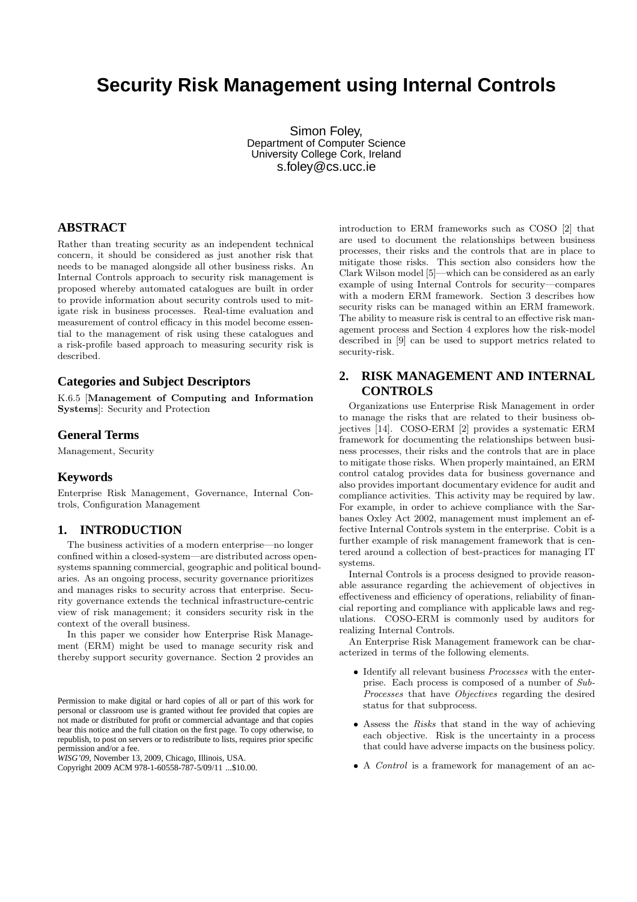# Security Risk Management using Internal Controls

Simon Foley,
Department of Computer Science
University College Cork, Ireland
s.foley@cs.ucc.ie

## ABSTRACT

Rather than treating security as an independent technical concern, it should be considered as just another risk that needs to be managed alongside all other business risks. An Internal Controls approach to security risk management is proposed whereby automated catalogues are built in order to provide information about security controls used to mitigate risk in business processes. Real-time evaluation and measurement of control efficacy in this model become essential to the management of risk using these catalogues and a risk-profile based approach to measuring security risk is described.

## Categories and Subject Descriptors

K.6.5 [**Management of Computing and Information Systems**]: Security and Protection

## General Terms

Management, Security

## Keywords

Enterprise Risk Management, Governance, Internal Controls, Configuration Management

## 1. INTRODUCTION

The business activities of a modern enterprise—no longer confined within a closed-system—are distributed across open-systems spanning commercial, geographic and political boundaries. As an ongoing process, security governance prioritizes and manages risks to security across that enterprise. Security governance extends the technical infrastructure-centric view of risk management; it considers security risk in the context of the overall business.

In this paper we consider how Enterprise Risk Management (ERM) might be used to manage security risk and thereby support security governance. Section 2 provides an introduction to ERM frameworks such as COSO [2] that are used to document the relationships between business processes, their risks and the controls that are in place to mitigate those risks. This section also considers how the Clark Wilson model [5]—which can be considered as an early example of using Internal Controls for security—compares with a modern ERM framework. Section 3 describes how security risks can be managed within an ERM framework. The ability to measure risk is central to an effective risk management process and Section 4 explores how the risk-model described in [9] can be used to support metrics related to security-risk.

Permission to make digital or hard copies of all or part of this work for personal or classroom use is granted without fee provided that copies are not made or distributed for profit or commercial advantage and that copies bear this notice and the full citation on the first page. To copy otherwise, to republish, to post on servers or to redistribute to lists, requires prior specific permission and/or a fee.
*WISG'09*, November 13, 2009, Chicago, Illinois, USA.
Copyright 2009 ACM 978-1-60558-787-5/09/11 ...$10.00.

## 2. RISK MANAGEMENT AND INTERNAL CONTROLS

Organizations use Enterprise Risk Management in order to manage the risks that are related to their business objectives [14]. COSO-ERM [2] provides a systematic ERM framework for documenting the relationships between business processes, their risks and the controls that are in place to mitigate those risks. When properly maintained, an ERM control catalog provides data for business governance and also provides important documentary evidence for audit and compliance activities. This activity may be required by law. For example, in order to achieve compliance with the Sarbanes Oxley Act 2002, management must implement an effective Internal Controls system in the enterprise. Cobit is a further example of risk management framework that is centered around a collection of best-practices for managing IT systems.

Internal Controls is a process designed to provide reasonable assurance regarding the achievement of objectives in effectiveness and efficiency of operations, reliability of financial reporting and compliance with applicable laws and regulations. COSO-ERM is commonly used by auditors for realizing Internal Controls.

An Enterprise Risk Management framework can be characterized in terms of the following elements.

- Identify all relevant business *Processes* with the enterprise. Each process is composed of a number of *Sub-Processes* that have *Objectives* regarding the desired status for that subprocess.
- Assess the *Risks* that stand in the way of achieving each objective. Risk is the uncertainty in a process that could have adverse impacts on the business policy.
- A *Control* is a framework for management of an ac-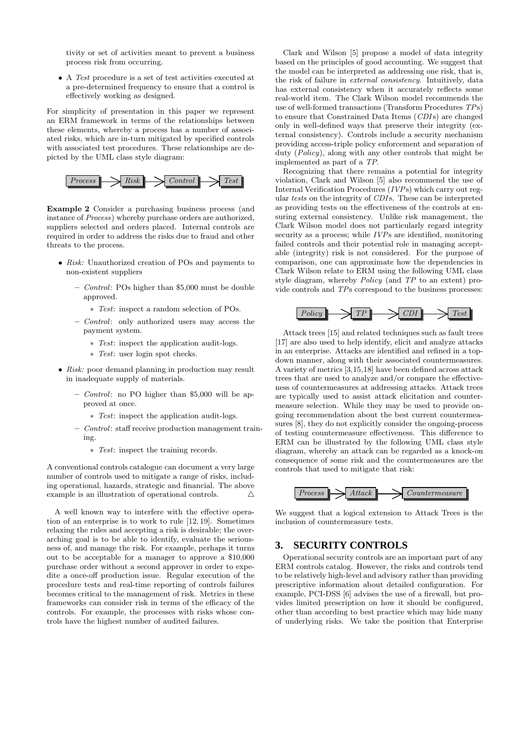tivity or set of activities meant to prevent a business process risk from occurring.

- A *Test* procedure is a set of test activities executed at a pre-determined frequency to ensure that a control is effectively working as designed.

For simplicity of presentation in this paper we represent an ERM framework in terms of the relationships between these elements, whereby a process has a number of associated risks, which are in-turn mitigated by specified controls with associated test procedures. These relationships are depicted by the UML class style diagram:

*Process* → *Risk* → *Control* → *Test*

**Example 2** Consider a purchasing business process (and instance of *Process*) whereby purchase orders are authorized, suppliers selected and orders placed. Internal controls are required in order to address the risks due to fraud and other threats to the process.

- *Risk:* Unauthorized creation of POs and payments to non-existent suppliers
  - *Control*: POs higher than $5,000 must be double approved.
    - *Test*: inspect a random selection of POs.
  - *Control*: only authorized users may access the payment system.
    - *Test*: inspect the application audit-logs.
    - *Test*: user login spot checks.
- *Risk:* poor demand planning in production may result in inadequate supply of materials.
  - *Control*: no PO higher than $5,000 will be approved at once.
    - *Test*: inspect the application audit-logs.
  - *Control*: staff receive production management training.
    - *Test*: inspect the training records.

A conventional controls catalogue can document a very large number of controls used to mitigate a range of risks, including operational, hazards, strategic and financial. The above example is an illustration of operational controls. △

A well known way to interfere with the effective operation of an enterprise is to work to rule [12, 19]. Sometimes relaxing the rules and accepting a risk is desirable; the overarching goal is to be able to identify, evaluate the seriousness of, and manage the risk. For example, perhaps it turns out to be acceptable for a manager to approve a $10,000 purchase order without a second approver in order to expedite a once-off production issue. Regular execution of the procedure tests and real-time reporting of controls failures becomes critical to the management of risk. Metrics in these frameworks can consider risk in terms of the efficacy of the controls. For example, the processes with risks whose controls have the highest number of audited failures.

Clark and Wilson [5] propose a model of data integrity based on the principles of good accounting. We suggest that the model can be interpreted as addressing one risk, that is, the risk of failure in *external consistency*. Intuitively, data has external consistency when it accurately reflects some real-world item. The Clark Wilson model recommends the use of well-formed transactions (Transform Procedures *TP*s) to ensure that Constrained Data Items (*CDI*s) are changed only in well-defined ways that preserve their integrity (external consistency). Controls include a security mechanism providing access-triple policy enforcement and separation of duty (*Policy*), along with any other controls that might be implemented as part of a *TP*.

Recognizing that there remains a potential for integrity violation, Clark and Wilson [5] also recommend the use of Internal Verification Procedures (*IVP*s) which carry out regular *tests* on the integrity of *CDI*s. These can be interpreted as providing tests on the effectiveness of the controls at ensuring external consistency. Unlike risk management, the Clark Wilson model does not particularly regard integrity security as a process; while *IVP*s are identified, monitoring failed controls and their potential role in managing acceptable (integrity) risk is not considered. For the purpose of comparison, one can approximate how the dependencies in Clark Wilson relate to ERM using the following UML class style diagram, whereby *Policy* (and *TP* to an extent) provide controls and *TP*s correspond to the business processes:

*Policy* → *TP* → *CDI* → *Test*

Attack trees [15] and related techniques such as fault trees [17] are also used to help identify, elicit and analyze attacks in an enterprise. Attacks are identified and refined in a top-down manner, along with their associated countermeasures. A variety of metrics [3,15,18] have been defined across attack trees that are used to analyze and/or compare the effectiveness of countermeasures at addressing attacks. Attack trees are typically used to assist attack elicitation and countermeasure selection. While they may be used to provide ongoing recommendation about the best current countermeasures [8], they do not explicitly consider the ongoing-process of testing countermeasure effectiveness. This difference to ERM can be illustrated by the following UML class style diagram, whereby an attack can be regarded as a knock-on consequence of some risk and the countermeasures are the controls that used to mitigate that risk:

*Process* → *Attack* → *Countermeasure*

We suggest that a logical extension to Attack Trees is the inclusion of countermeasure tests.

## 3. SECURITY CONTROLS

Operational security controls are an important part of any ERM controls catalog. However, the risks and controls tend to be relatively high-level and advisory rather than providing prescriptive information about detailed configuration. For example, PCI-DSS [6] advises the use of a firewall, but provides limited prescription on how it should be configured, other than according to best practice which may hide many of underlying risks. We take the position that Enterprise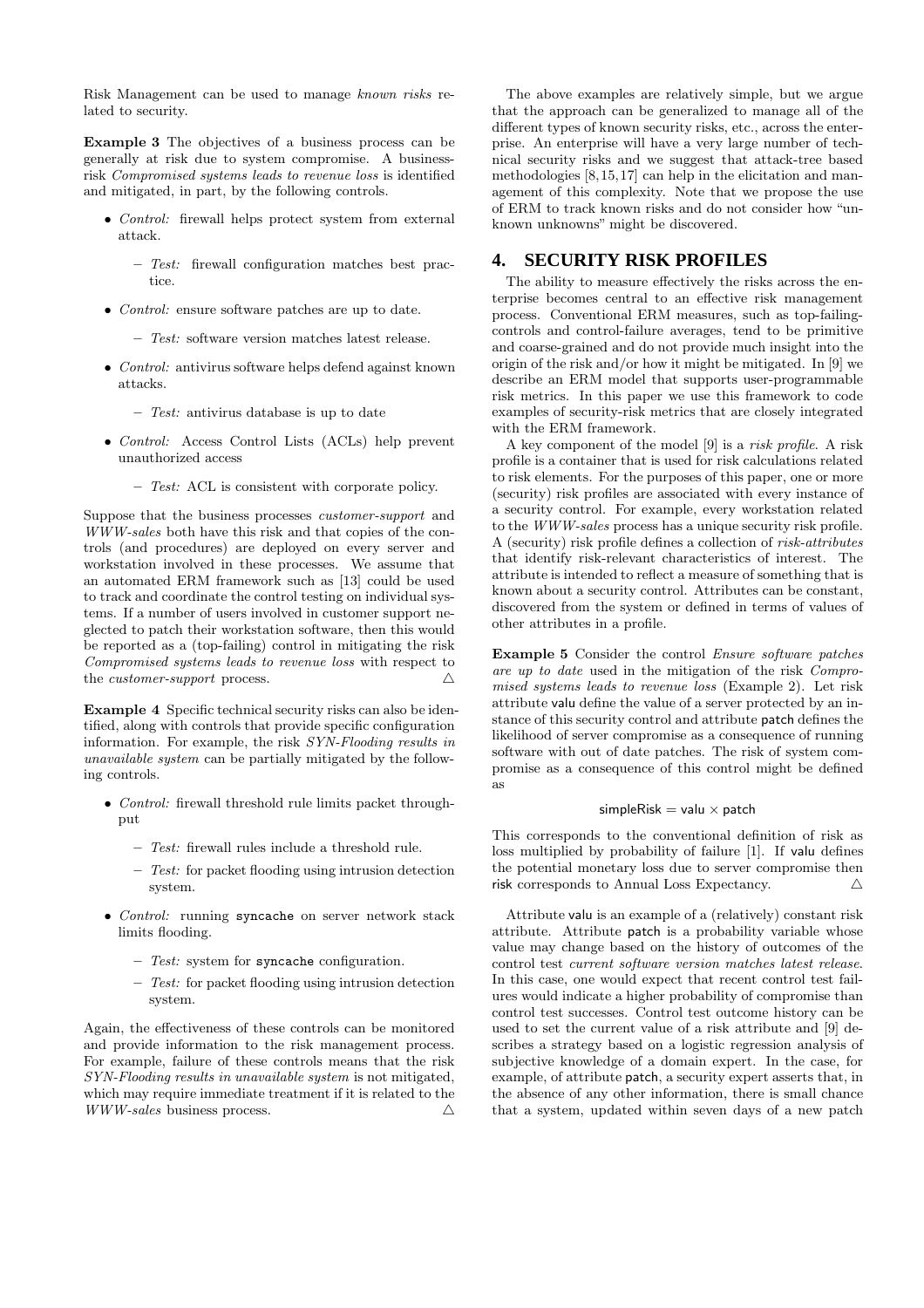Risk Management can be used to manage *known risks* related to security.

**Example 3** The objectives of a business process can be generally at risk due to system compromise. A business-risk *Compromised systems leads to revenue loss* is identified and mitigated, in part, by the following controls.

- *Control:* firewall helps protect system from external attack.
  - *Test:* firewall configuration matches best practice.
- *Control:* ensure software patches are up to date.
  - *Test:* software version matches latest release.
- *Control:* antivirus software helps defend against known attacks.
  - *Test:* antivirus database is up to date
- *Control:* Access Control Lists (ACLs) help prevent unauthorized access
  - *Test:* ACL is consistent with corporate policy.

Suppose that the business processes *customer-support* and *WWW-sales* both have this risk and that copies of the controls (and procedures) are deployed on every server and workstation involved in these processes. We assume that an automated ERM framework such as [13] could be used to track and coordinate the control testing on individual systems. If a number of users involved in customer support neglected to patch their workstation software, then this would be reported as a (top-failing) control in mitigating the risk *Compromised systems leads to revenue loss* with respect to the *customer-support* process. △

**Example 4** Specific technical security risks can also be identified, along with controls that provide specific configuration information. For example, the risk *SYN-Flooding results in unavailable system* can be partially mitigated by the following controls.

- *Control:* firewall threshold rule limits packet throughput
  - *Test:* firewall rules include a threshold rule.
  - *Test:* for packet flooding using intrusion detection system.
- *Control:* running `syncache` on server network stack limits flooding.
  - *Test:* system for `syncache` configuration.
  - *Test:* for packet flooding using intrusion detection system.

Again, the effectiveness of these controls can be monitored and provide information to the risk management process. For example, failure of these controls means that the risk *SYN-Flooding results in unavailable system* is not mitigated, which may require immediate treatment if it is related to the *WWW-sales* business process. △

The above examples are relatively simple, but we argue that the approach can be generalized to manage all of the different types of known security risks, etc., across the enterprise. An enterprise will have a very large number of technical security risks and we suggest that attack-tree based methodologies [8,15,17] can help in the elicitation and management of this complexity. Note that we propose the use of ERM to track known risks and do not consider how "unknown unknowns" might be discovered.

## 4. SECURITY RISK PROFILES

The ability to measure effectively the risks across the enterprise becomes central to an effective risk management process. Conventional ERM measures, such as top-failing-controls and control-failure averages, tend to be primitive and coarse-grained and do not provide much insight into the origin of the risk and/or how it might be mitigated. In [9] we describe an ERM model that supports user-programmable risk metrics. In this paper we use this framework to code examples of security-risk metrics that are closely integrated with the ERM framework.

A key component of the model [9] is a *risk profile*. A risk profile is a container that is used for risk calculations related to risk elements. For the purposes of this paper, one or more (security) risk profiles are associated with every instance of a security control. For example, every workstation related to the *WWW-sales* process has a unique security risk profile. A (security) risk profile defines a collection of *risk-attributes* that identify risk-relevant characteristics of interest. The attribute is intended to reflect a measure of something that is known about a security control. Attributes can be constant, discovered from the system or defined in terms of values of other attributes in a profile.

**Example 5** Consider the control *Ensure software patches are up to date* used in the mitigation of the risk *Compromised systems leads to revenue loss* (Example 2). Let risk attribute valu define the value of a server protected by an instance of this security control and attribute patch defines the likelihood of server compromise as a consequence of running software with out of date patches. The risk of system compromise as a consequence of this control might be defined as

$$\mathsf{simpleRisk} = \mathsf{valu} \times \mathsf{patch}$$

This corresponds to the conventional definition of risk as loss multiplied by probability of failure [1]. If valu defines the potential monetary loss due to server compromise then risk corresponds to Annual Loss Expectancy. △

Attribute valu is an example of a (relatively) constant risk attribute. Attribute patch is a probability variable whose value may change based on the history of outcomes of the control test *current software version matches latest release*. In this case, one would expect that recent control test failures would indicate a higher probability of compromise than control test successes. Control test outcome history can be used to set the current value of a risk attribute and [9] describes a strategy based on a logistic regression analysis of subjective knowledge of a domain expert. In the case, for example, of attribute patch, a security expert asserts that, in the absence of any other information, there is small chance that a system, updated within seven days of a new patch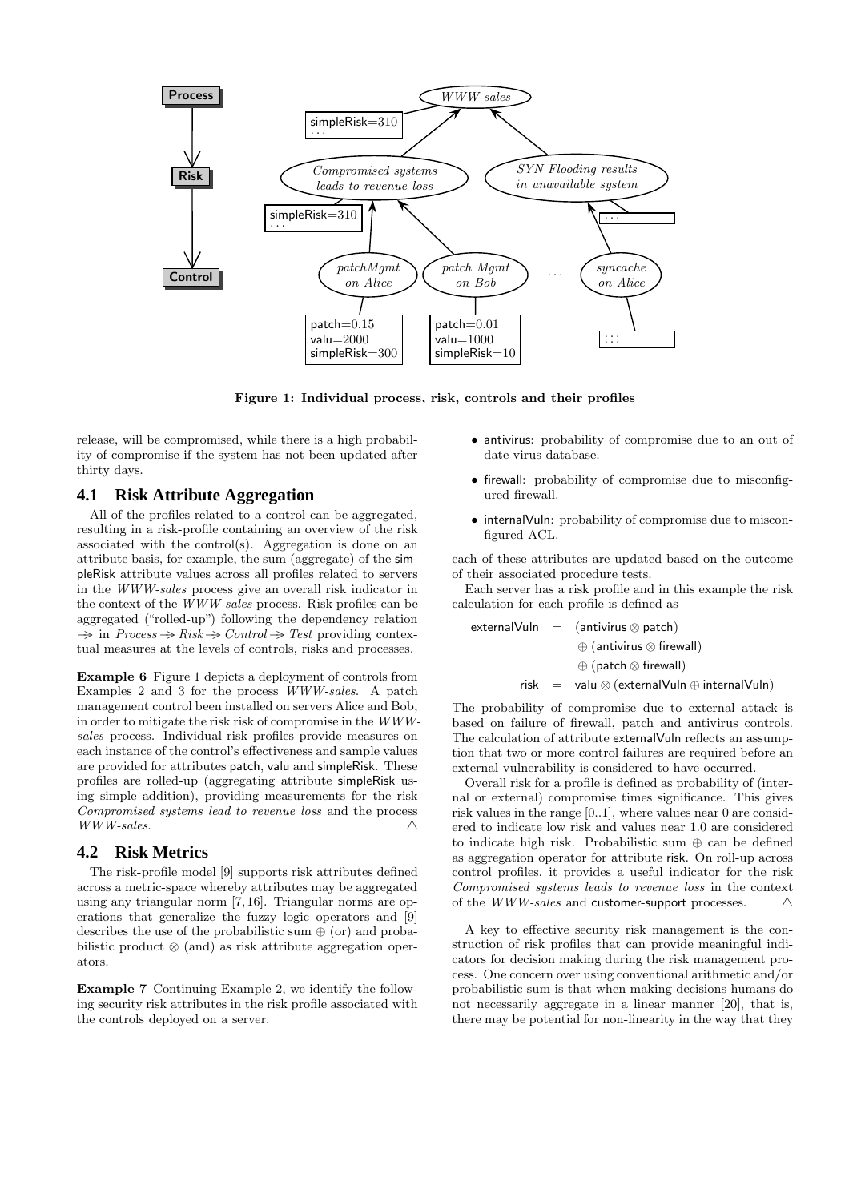Process

Risk

Control

WWW-sales

simpleRisk=310
...

Compromised systems leads to revenue loss

SYN Flooding results in unavailable system

simpleRisk=310
...

...

patchMgmt on Alice

patch Mgmt on Bob

...

syncache on Alice

patch=0.15
valu=2000
simpleRisk=300

patch=0.01
valu=1000
simpleRisk=10

...

**Figure 1: Individual process, risk, controls and their profiles**

release, will be compromised, while there is a high probability of compromise if the system has not been updated after thirty days.

## 4.1 Risk Attribute Aggregation

All of the profiles related to a control can be aggregated, resulting in a risk-profile containing an overview of the risk associated with the control(s). Aggregation is done on an attribute basis, for example, the sum (aggregate) of the simpleRisk attribute values across all profiles related to servers in the *WWW-sales* process give an overall risk indicator in the context of the *WWW-sales* process. Risk profiles can be aggregated ("rolled-up") following the dependency relation $\twoheadrightarrow$ in $Process \twoheadrightarrow Risk \twoheadrightarrow Control \twoheadrightarrow Test$ providing contextual measures at the levels of controls, risks and processes.

**Example 6** Figure 1 depicts a deployment of controls from Examples 2 and 3 for the process *WWW-sales*. A patch management control been installed on servers Alice and Bob, in order to mitigate the risk risk of compromise in the *WWW-sales* process. Individual risk profiles provide measures on each instance of the control's effectiveness and sample values are provided for attributes patch, valu and simpleRisk. These profiles are rolled-up (aggregating attribute simpleRisk using simple addition), providing measurements for the risk *Compromised systems lead to revenue loss* and the process *WWW-sales*. △

## 4.2 Risk Metrics

The risk-profile model [9] supports risk attributes defined across a metric-space whereby attributes may be aggregated using any triangular norm [7, 16]. Triangular norms are operations that generalize the fuzzy logic operators and [9] describes the use of the probabilistic sum $\oplus$ (or) and probabilistic product $\otimes$ (and) as risk attribute aggregation operators.

**Example 7** Continuing Example 2, we identify the following security risk attributes in the risk profile associated with the controls deployed on a server.

- antivirus: probability of compromise due to an out of date virus database.
- firewall: probability of compromise due to misconfigured firewall.
- internalVuln: probability of compromise due to misconfigured ACL.

each of these attributes are updated based on the outcome of their associated procedure tests.

Each server has a risk profile and in this example the risk calculation for each profile is defined as

$$\begin{aligned}
\mathsf{externalVuln} &= (\mathsf{antivirus} \otimes \mathsf{patch}) \\
&\quad \oplus (\mathsf{antivirus} \otimes \mathsf{firewall}) \\
&\quad \oplus (\mathsf{patch} \otimes \mathsf{firewall}) \\
\mathsf{risk} &= \mathsf{valu} \otimes (\mathsf{externalVuln} \oplus \mathsf{internalVuln})
\end{aligned}$$

The probability of compromise due to external attack is based on failure of firewall, patch and antivirus controls. The calculation of attribute externalVuln reflects an assumption that two or more control failures are required before an external vulnerability is considered to have occurred.

Overall risk for a profile is defined as probability of (internal or external) compromise times significance. This gives risk values in the range [0..1], where values near 0 are considered to indicate low risk and values near 1.0 are considered to indicate high risk. Probabilistic sum $\oplus$ can be defined as aggregation operator for attribute risk. On roll-up across control profiles, it provides a useful indicator for the risk *Compromised systems leads to revenue loss* in the context of the *WWW-sales* and customer-support processes. △

A key to effective security risk management is the construction of risk profiles that can provide meaningful indicators for decision making during the risk management process. One concern over using conventional arithmetic and/or probabilistic sum is that when making decisions humans do not necessarily aggregate in a linear manner [20], that is, there may be potential for non-linearity in the way that they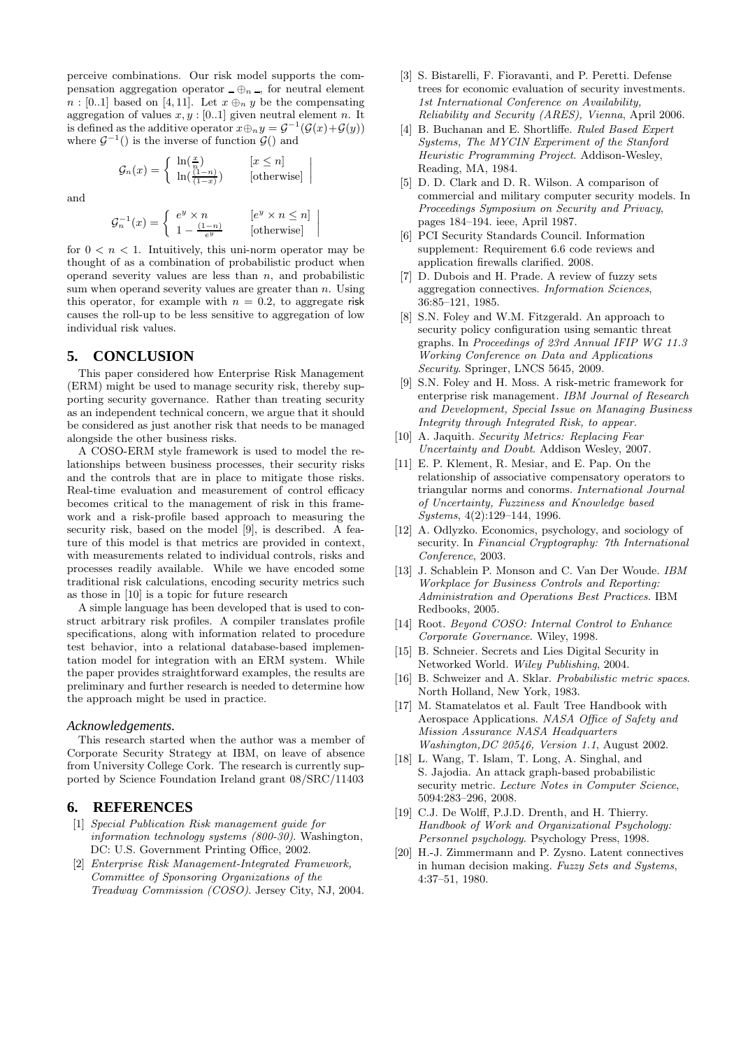perceive combinations. Our risk model supports the compensation aggregation operator $\_ \oplus_n \_$, for neutral element $n : [0..1]$ based on [4, 11]. Let $x \oplus_n y$ be the compensating aggregation of values $x, y : [0..1]$ given neutral element $n$. It is defined as the additive operator $x \oplus_n y = \mathcal{G}^{-1}(\mathcal{G}(x) + \mathcal{G}(y))$ where $\mathcal{G}^{-1}()$ is the inverse of function $\mathcal{G}()$ and

$$\mathcal{G}_n(x) = \left\{ \begin{array}{ll} \ln(\frac{x}{n}) & [x \leq n] \\ \ln(\frac{(1-n)}{(1-x)}) & [\text{otherwise}] \end{array} \right|$$

and

$$\mathcal{G}_n^{-1}(x) = \left\{ \begin{array}{ll} e^y \times n & [e^y \times n \leq n] \\ 1 - \frac{(1-n)}{e^y} & [\text{otherwise}] \end{array} \right|$$

for $0 < n < 1$. Intuitively, this uni-norm operator may be thought of as a combination of probabilistic product when operand severity values are less than $n$, and probabilistic sum when operand severity values are greater than $n$. Using this operator, for example with $n = 0.2$, to aggregate risk causes the roll-up to be less sensitive to aggregation of low individual risk values.

## 5. CONCLUSION

This paper considered how Enterprise Risk Management (ERM) might be used to manage security risk, thereby supporting security governance. Rather than treating security as an independent technical concern, we argue that it should be considered as just another risk that needs to be managed alongside the other business risks.

A COSO-ERM style framework is used to model the relationships between business processes, their security risks and the controls that are in place to mitigate those risks. Real-time evaluation and measurement of control efficacy becomes critical to the management of risk in this framework and a risk-profile based approach to measuring the security risk, based on the model [9], is described. A feature of this model is that metrics are provided in context, with measurements related to individual controls, risks and processes readily available. While we have encoded some traditional risk calculations, encoding security metrics such as those in [10] is a topic for future research

A simple language has been developed that is used to construct arbitrary risk profiles. A compiler translates profile specifications, along with information related to procedure test behavior, into a relational database-based implementation model for integration with an ERM system. While the paper provides straightforward examples, the results are preliminary and further research is needed to determine how the approach might be used in practice.

### *Acknowledgements.*

This research started when the author was a member of Corporate Security Strategy at IBM, on leave of absence from University College Cork. The research is currently supported by Science Foundation Ireland grant 08/SRC/11403

## 6. REFERENCES

[1] *Special Publication Risk management guide for information technology systems (800-30)*. Washington, DC: U.S. Government Printing Office, 2002.

[2] *Enterprise Risk Management-Integrated Framework, Committee of Sponsoring Organizations of the Treadway Commission (COSO)*. Jersey City, NJ, 2004.

[3] S. Bistarelli, F. Fioravanti, and P. Peretti. Defense trees for economic evaluation of security investments. *1st International Conference on Availability, Reliability and Security (ARES), Vienna*, April 2006.

[4] B. Buchanan and E. Shortliffe. *Ruled Based Expert Systems, The MYCIN Experiment of the Stanford Heuristic Programming Project*. Addison-Wesley, Reading, MA, 1984.

[5] D. D. Clark and D. R. Wilson. A comparison of commercial and military computer security models. In *Proceedings Symposium on Security and Privacy*, pages 184–194. ieee, April 1987.

[6] PCI Security Standards Council. Information supplement: Requirement 6.6 code reviews and application firewalls clarified. 2008.

[7] D. Dubois and H. Prade. A review of fuzzy sets aggregation connectives. *Information Sciences*, 36:85–121, 1985.

[8] S.N. Foley and W.M. Fitzgerald. An approach to security policy configuration using semantic threat graphs. In *Proceedings of 23rd Annual IFIP WG 11.3 Working Conference on Data and Applications Security*. Springer, LNCS 5645, 2009.

[9] S.N. Foley and H. Moss. A risk-metric framework for enterprise risk management. *IBM Journal of Research and Development, Special Issue on Managing Business Integrity through Integrated Risk, to appear.*

[10] A. Jaquith. *Security Metrics: Replacing Fear Uncertainty and Doubt*. Addison Wesley, 2007.

[11] E. P. Klement, R. Mesiar, and E. Pap. On the relationship of associative compensatory operators to triangular norms and conorms. *International Journal of Uncertainty, Fuzziness and Knowledge based Systems*, 4(2):129–144, 1996.

[12] A. Odlyzko. Economics, psychology, and sociology of security. In *Financial Cryptography: 7th International Conference*, 2003.

[13] J. Schablein P. Monson and C. Van Der Woude. *IBM Workplace for Business Controls and Reporting: Administration and Operations Best Practices*. IBM Redbooks, 2005.

[14] Root. *Beyond COSO: Internal Control to Enhance Corporate Governance*. Wiley, 1998.

[15] B. Schneier. Secrets and Lies Digital Security in Networked World. *Wiley Publishing*, 2004.

[16] B. Schweizer and A. Sklar. *Probabilistic metric spaces*. North Holland, New York, 1983.

[17] M. Stamatelatos et al. Fault Tree Handbook with Aerospace Applications. *NASA Office of Safety and Mission Assurance NASA Headquarters Washington,DC 20546, Version 1.1*, August 2002.

[18] L. Wang, T. Islam, T. Long, A. Singhal, and S. Jajodia. An attack graph-based probabilistic security metric. *Lecture Notes in Computer Science*, 5094:283–296, 2008.

[19] C.J. De Wolff, P.J.D. Drenth, and H. Thierry. *Handbook of Work and Organizational Psychology: Personnel psychology*. Psychology Press, 1998.

[20] H.-J. Zimmermann and P. Zysno. Latent connectives in human decision making. *Fuzzy Sets and Systems*, 4:37–51, 1980.